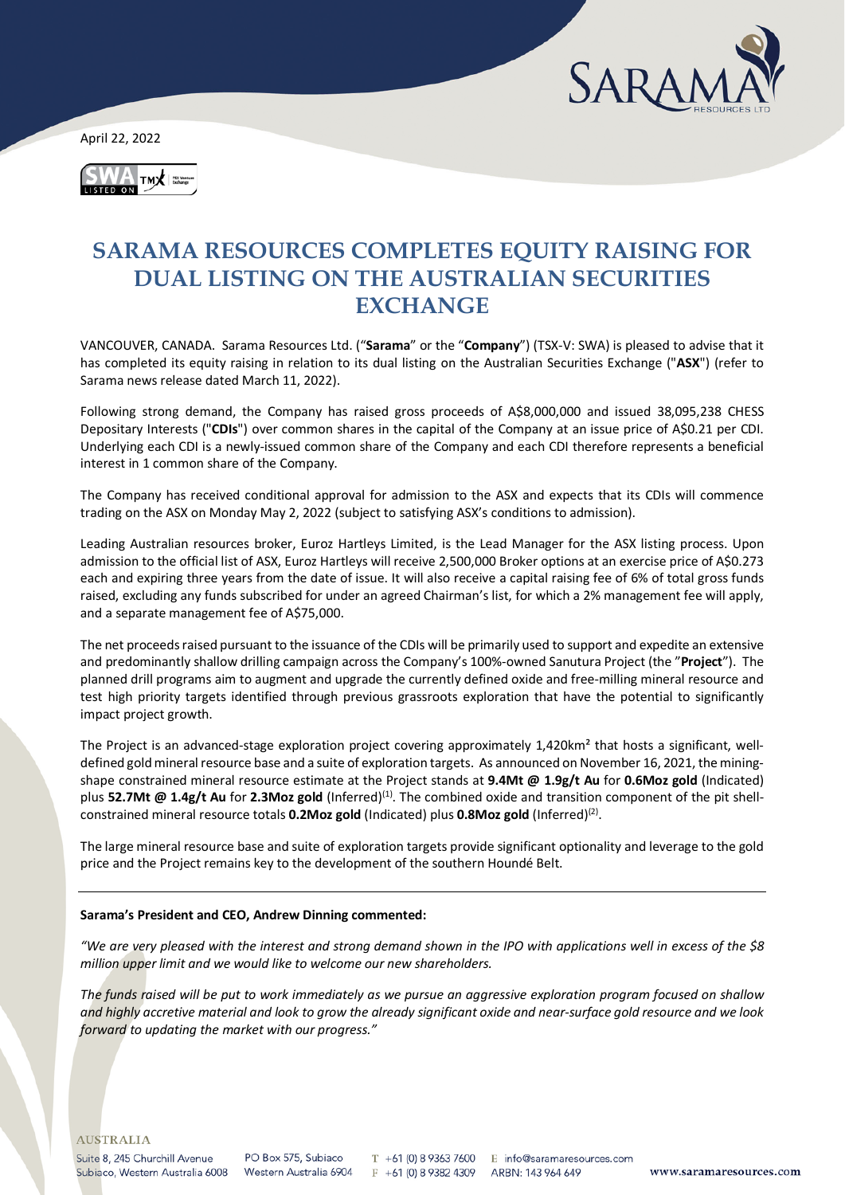April 22, 2022

# SARAMA RESOURCES COMPLETES EQUITY RAISING FOR DUAL LISTING ON THE AUSTRALIAN SECURITIES EXCHANGE

VANCOUVER, CANADA. Sarama Resources Ltd. ("**Sarama**" or the "**Company**") (TSX-V: SWA) is pleased to advise that it has completed its equity raising in relation to its dual listing on the Australian Securities Exchange ("**ASX**") (refer to Sarama news release dated March 11, 2022).

Following strong demand, the Company has raised gross proceeds of A$8,000,000 and issued 38,095,238 CHESS Depositary Interests ("**CDIs**") over common shares in the capital of the Company at an issue price of A$0.21 per CDI. Underlying each CDI is a newly-issued common share of the Company and each CDI therefore represents a beneficial interest in 1 common share of the Company.

The Company has received conditional approval for admission to the ASX and expects that its CDIs will commence trading on the ASX on Monday May 2, 2022 (subject to satisfying ASX's conditions to admission).

Leading Australian resources broker, Euroz Hartleys Limited, is the Lead Manager for the ASX listing process. Upon admission to the official list of ASX, Euroz Hartleys will receive 2,500,000 Broker options at an exercise price of A$0.273 each and expiring three years from the date of issue. It will also receive a capital raising fee of 6% of total gross funds raised, excluding any funds subscribed for under an agreed Chairman's list, for which a 2% management fee will apply, and a separate management fee of A$75,000.

The net proceeds raised pursuant to the issuance of the CDIs will be primarily used to support and expedite an extensive and predominantly shallow drilling campaign across the Company's 100%-owned Sanutura Project (the "**Project**"). The planned drill programs aim to augment and upgrade the currently defined oxide and free-milling mineral resource and test high priority targets identified through previous grassroots exploration that have the potential to significantly impact project growth.

The Project is an advanced-stage exploration project covering approximately 1,420km² that hosts a significant, well-defined gold mineral resource base and a suite of exploration targets. As announced on November 16, 2021, the mining-shape constrained mineral resource estimate at the Project stands at **9.4Mt @ 1.9g/t Au** for **0.6Moz gold** (Indicated) plus **52.7Mt @ 1.4g/t Au** for **2.3Moz gold** (Inferred)[1]. The combined oxide and transition component of the pit shell-constrained mineral resource totals **0.2Moz gold** (Indicated) plus **0.8Moz gold** (Inferred)[2].

The large mineral resource base and suite of exploration targets provide significant optionality and leverage to the gold price and the Project remains key to the development of the southern Houndé Belt.

---

**Sarama's President and CEO, Andrew Dinning commented:**

*"We are very pleased with the interest and strong demand shown in the IPO with applications well in excess of the $8 million upper limit and we would like to welcome our new shareholders.*

*The funds raised will be put to work immediately as we pursue an aggressive exploration program focused on shallow and highly accretive material and look to grow the already significant oxide and near-surface gold resource and we look forward to updating the market with our progress."*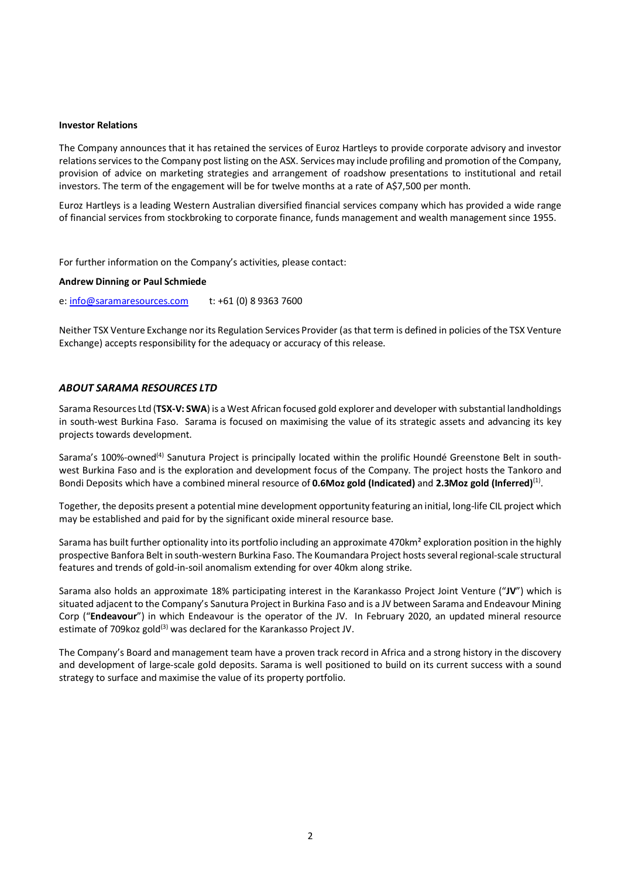**Investor Relations**

The Company announces that it has retained the services of Euroz Hartleys to provide corporate advisory and investor relations services to the Company post listing on the ASX. Services may include profiling and promotion of the Company, provision of advice on marketing strategies and arrangement of roadshow presentations to institutional and retail investors. The term of the engagement will be for twelve months at a rate of A$7,500 per month.

Euroz Hartleys is a leading Western Australian diversified financial services company which has provided a wide range of financial services from stockbroking to corporate finance, funds management and wealth management since 1955.

For further information on the Company's activities, please contact:

**Andrew Dinning or Paul Schmiede**

e: info@saramaresources.com t: +61 (0) 8 9363 7600

Neither TSX Venture Exchange nor its Regulation Services Provider (as that term is defined in policies of the TSX Venture Exchange) accepts responsibility for the adequacy or accuracy of this release.

## *ABOUT SARAMA RESOURCES LTD*

Sarama Resources Ltd (**TSX-V: SWA**) is a West African focused gold explorer and developer with substantial landholdings in south-west Burkina Faso. Sarama is focused on maximising the value of its strategic assets and advancing its key projects towards development.

Sarama's 100%-owned[4] Sanutura Project is principally located within the prolific Houndé Greenstone Belt in south-west Burkina Faso and is the exploration and development focus of the Company. The project hosts the Tankoro and Bondi Deposits which have a combined mineral resource of **0.6Moz gold (Indicated)** and **2.3Moz gold (Inferred)**[1].

Together, the deposits present a potential mine development opportunity featuring an initial, long-life CIL project which may be established and paid for by the significant oxide mineral resource base.

Sarama has built further optionality into its portfolio including an approximate 470km² exploration position in the highly prospective Banfora Belt in south-western Burkina Faso. The Koumandara Project hosts several regional-scale structural features and trends of gold-in-soil anomalism extending for over 40km along strike.

Sarama also holds an approximate 18% participating interest in the Karankasso Project Joint Venture ("**JV**") which is situated adjacent to the Company's Sanutura Project in Burkina Faso and is a JV between Sarama and Endeavour Mining Corp ("**Endeavour**") in which Endeavour is the operator of the JV. In February 2020, an updated mineral resource estimate of 709koz gold[3] was declared for the Karankasso Project JV.

The Company's Board and management team have a proven track record in Africa and a strong history in the discovery and development of large-scale gold deposits. Sarama is well positioned to build on its current success with a sound strategy to surface and maximise the value of its property portfolio.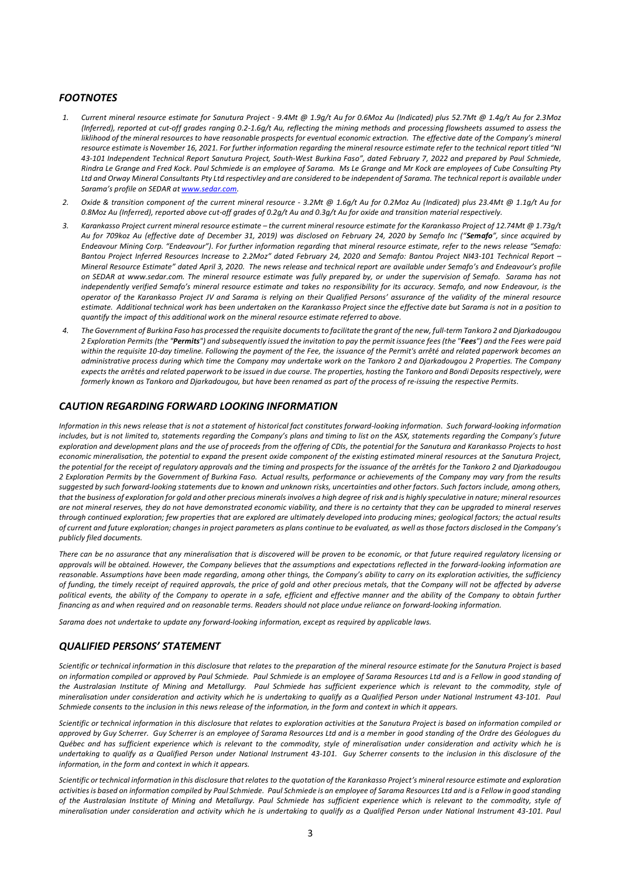## *FOOTNOTES*

1. *Current mineral resource estimate for Sanutura Project - 9.4Mt @ 1.9g/t Au for 0.6Moz Au (Indicated) plus 52.7Mt @ 1.4g/t Au for 2.3Moz (Inferred), reported at cut-off grades ranging 0.2-1.6g/t Au, reflecting the mining methods and processing flowsheets assumed to assess the liklihood of the mineral resources to have reasonable prospects for eventual economic extraction. The effective date of the Company's mineral resource estimate is November 16, 2021. For further information regarding the mineral resource estimate refer to the technical report titled "NI 43-101 Independent Technical Report Sanutura Project, South-West Burkina Faso", dated February 7, 2022 and prepared by Paul Schmiede, Rindra Le Grange and Fred Kock. Paul Schmiede is an employee of Sarama. Ms Le Grange and Mr Kock are employees of Cube Consulting Pty Ltd and Orway Mineral Consultants Pty Ltd respectivley and are considered to be independent of Sarama. The technical report is available under Sarama's profile on SEDAR at [www.sedar.com](www.sedar.com).*
2. *Oxide & transition component of the current mineral resource - 3.2Mt @ 1.6g/t Au for 0.2Moz Au (Indicated) plus 23.4Mt @ 1.1g/t Au for 0.8Moz Au (Inferred), reported above cut-off grades of 0.2g/t Au and 0.3g/t Au for oxide and transition material respectively.*
3. *Karankasso Project current mineral resource estimate – the current mineral resource estimate for the Karankasso Project of 12.74Mt @ 1.73g/t Au for 709koz Au (effective date of December 31, 2019) was disclosed on February 24, 2020 by Semafo Inc ("**Semafo**", since acquired by Endeavour Mining Corp. "Endeavour"). For further information regarding that mineral resource estimate, refer to the news release "Semafo: Bantou Project Inferred Resources Increase to 2.2Moz" dated February 24, 2020 and Semafo: Bantou Project NI43-101 Technical Report – Mineral Resource Estimate" dated April 3, 2020. The news release and technical report are available under Semafo's and Endeavour's profile on SEDAR at www.sedar.com. The mineral resource estimate was fully prepared by, or under the supervision of Semafo. Sarama has not independently verified Semafo's mineral resource estimate and takes no responsibility for its accuracy. Semafo, and now Endeavour, is the operator of the Karankasso Project JV and Sarama is relying on their Qualified Persons' assurance of the validity of the mineral resource estimate. Additional technical work has been undertaken on the Karankasso Project since the effective date but Sarama is not in a position to quantify the impact of this additional work on the mineral resource estimate referred to above.*
4. *The Government of Burkina Faso has processed the requisite documents to facilitate the grant of the new, full-term Tankoro 2 and Djarkadougou 2 Exploration Permits (the "**Permits**") and subsequently issued the invitation to pay the permit issuance fees (the "**Fees**") and the Fees were paid within the requisite 10-day timeline. Following the payment of the Fee, the issuance of the Permit's arrêté and related paperwork becomes an administrative process during which time the Company may undertake work on the Tankoro 2 and Djarkadougou 2 Properties. The Company expects the arrêtés and related paperwork to be issued in due course. The properties, hosting the Tankoro and Bondi Deposits respectively, were formerly known as Tankoro and Djarkadougou, but have been renamed as part of the process of re-issuing the respective Permits.*

## *CAUTION REGARDING FORWARD LOOKING INFORMATION*

*Information in this news release that is not a statement of historical fact constitutes forward-looking information. Such forward-looking information includes, but is not limited to, statements regarding the Company's plans and timing to list on the ASX, statements regarding the Company's future exploration and development plans and the use of proceeds from the offering of CDIs, the potential for the Sanutura and Karankasso Projects to host economic mineralisation, the potential to expand the present oxide component of the existing estimated mineral resources at the Sanutura Project, the potential for the receipt of regulatory approvals and the timing and prospects for the issuance of the arrêtés for the Tankoro 2 and Djarkadougou 2 Exploration Permits by the Government of Burkina Faso. Actual results, performance or achievements of the Company may vary from the results suggested by such forward-looking statements due to known and unknown risks, uncertainties and other factors. Such factors include, among others, that the business of exploration for gold and other precious minerals involves a high degree of risk and is highly speculative in nature; mineral resources are not mineral reserves, they do not have demonstrated economic viability, and there is no certainty that they can be upgraded to mineral reserves through continued exploration; few properties that are explored are ultimately developed into producing mines; geological factors; the actual results of current and future exploration; changes in project parameters as plans continue to be evaluated, as well as those factors disclosed in the Company's publicly filed documents.*

*There can be no assurance that any mineralisation that is discovered will be proven to be economic, or that future required regulatory licensing or approvals will be obtained. However, the Company believes that the assumptions and expectations reflected in the forward-looking information are reasonable. Assumptions have been made regarding, among other things, the Company's ability to carry on its exploration activities, the sufficiency of funding, the timely receipt of required approvals, the price of gold and other precious metals, that the Company will not be affected by adverse political events, the ability of the Company to operate in a safe, efficient and effective manner and the ability of the Company to obtain further financing as and when required and on reasonable terms. Readers should not place undue reliance on forward-looking information.*

*Sarama does not undertake to update any forward-looking information, except as required by applicable laws.*

## *QUALIFIED PERSONS' STATEMENT*

*Scientific or technical information in this disclosure that relates to the preparation of the mineral resource estimate for the Sanutura Project is based on information compiled or approved by Paul Schmiede. Paul Schmiede is an employee of Sarama Resources Ltd and is a Fellow in good standing of the Australasian Institute of Mining and Metallurgy. Paul Schmiede has sufficient experience which is relevant to the commodity, style of mineralisation under consideration and activity which he is undertaking to qualify as a Qualified Person under National Instrument 43-101. Paul Schmiede consents to the inclusion in this news release of the information, in the form and context in which it appears.*

*Scientific or technical information in this disclosure that relates to exploration activities at the Sanutura Project is based on information compiled or approved by Guy Scherrer. Guy Scherrer is an employee of Sarama Resources Ltd and is a member in good standing of the Ordre des Géologues du Québec and has sufficient experience which is relevant to the commodity, style of mineralisation under consideration and activity which he is undertaking to qualify as a Qualified Person under National Instrument 43-101. Guy Scherrer consents to the inclusion in this disclosure of the information, in the form and context in which it appears.*

*Scientific or technical information in this disclosure that relates to the quotation of the Karankasso Project's mineral resource estimate and exploration activities is based on information compiled by Paul Schmiede. Paul Schmiede is an employee of Sarama Resources Ltd and is a Fellow in good standing of the Australasian Institute of Mining and Metallurgy. Paul Schmiede has sufficient experience which is relevant to the commodity, style of mineralisation under consideration and activity which he is undertaking to qualify as a Qualified Person under National Instrument 43-101. Paul*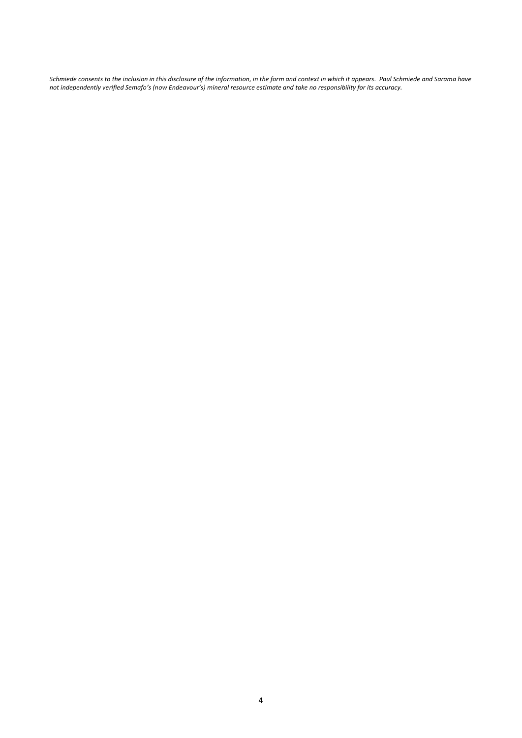*Schmiede consents to the inclusion in this disclosure of the information, in the form and context in which it appears. Paul Schmiede and Sarama have not independently verified Semafo's (now Endeavour's) mineral resource estimate and take no responsibility for its accuracy.*